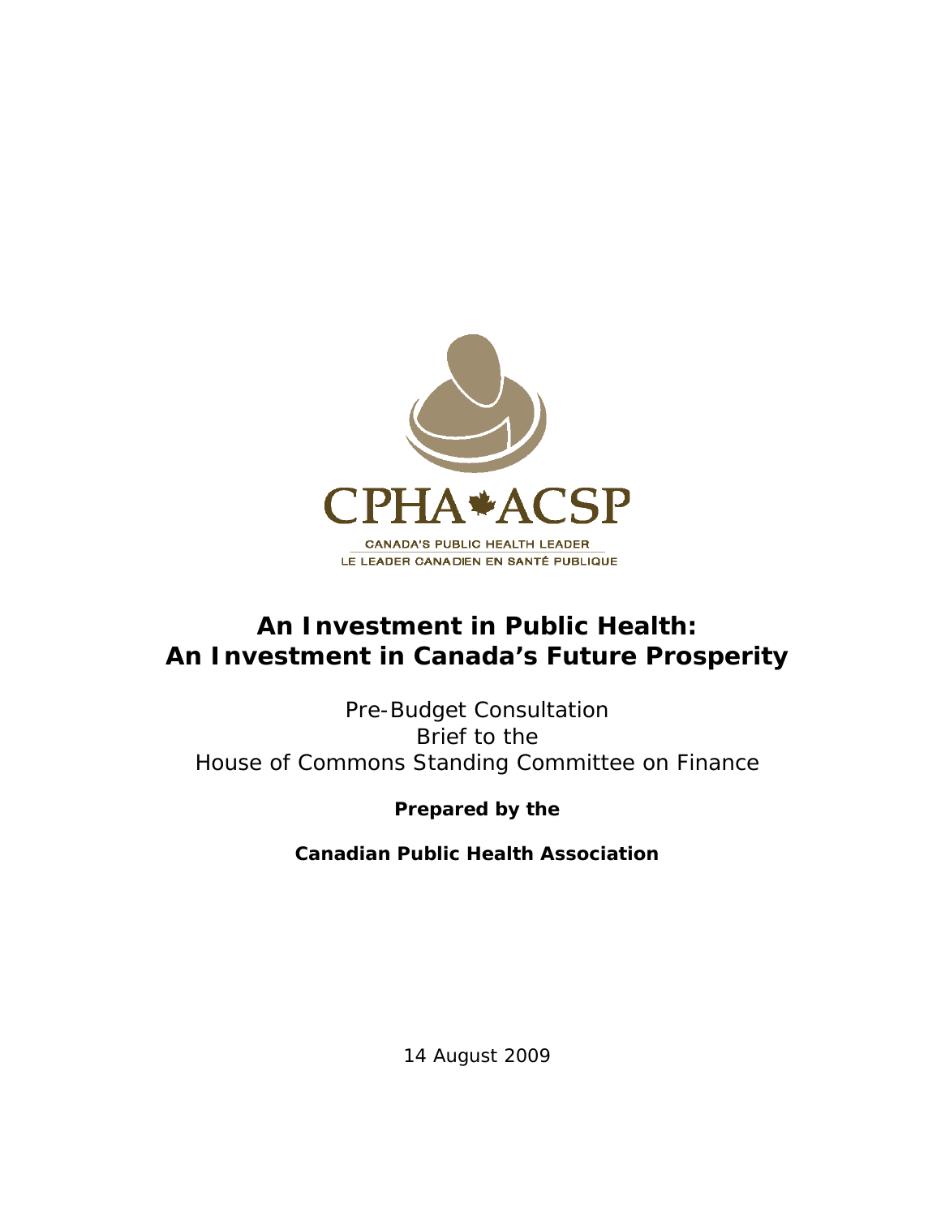CPHA ACSP

CANADA'S PUBLIC HEALTH LEADER
LE LEADER CANADIEN EN SANTÉ PUBLIQUE

# An Investment in Public Health: An Investment in Canada's Future Prosperity

Pre-Budget Consultation
Brief to the
House of Commons Standing Committee on Finance

**Prepared by the**

**Canadian Public Health Association**

14 August 2009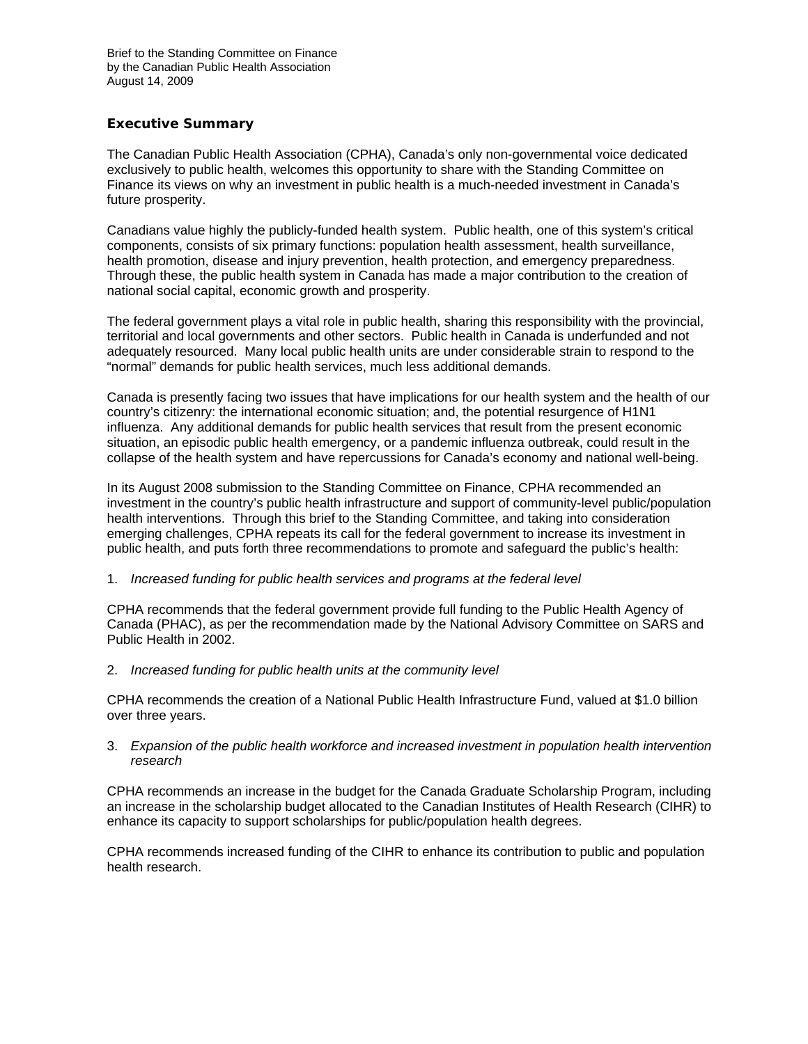Brief to the Standing Committee on Finance
by the Canadian Public Health Association
August 14, 2009

## Executive Summary

The Canadian Public Health Association (CPHA), Canada's only non-governmental voice dedicated exclusively to public health, welcomes this opportunity to share with the Standing Committee on Finance its views on why an investment in public health is a much-needed investment in Canada's future prosperity.

Canadians value highly the publicly-funded health system. Public health, one of this system's critical components, consists of six primary functions: population health assessment, health surveillance, health promotion, disease and injury prevention, health protection, and emergency preparedness. Through these, the public health system in Canada has made a major contribution to the creation of national social capital, economic growth and prosperity.

The federal government plays a vital role in public health, sharing this responsibility with the provincial, territorial and local governments and other sectors. Public health in Canada is underfunded and not adequately resourced. Many local public health units are under considerable strain to respond to the "normal" demands for public health services, much less additional demands.

Canada is presently facing two issues that have implications for our health system and the health of our country's citizenry: the international economic situation; and, the potential resurgence of H1N1 influenza. Any additional demands for public health services that result from the present economic situation, an episodic public health emergency, or a pandemic influenza outbreak, could result in the collapse of the health system and have repercussions for Canada's economy and national well-being.

In its August 2008 submission to the Standing Committee on Finance, CPHA recommended an investment in the country's public health infrastructure and support of community-level public/population health interventions. Through this brief to the Standing Committee, and taking into consideration emerging challenges, CPHA repeats its call for the federal government to increase its investment in public health, and puts forth three recommendations to promote and safeguard the public's health:

1. *Increased funding for public health services and programs at the federal level*

CPHA recommends that the federal government provide full funding to the Public Health Agency of Canada (PHAC), as per the recommendation made by the National Advisory Committee on SARS and Public Health in 2002.

2. *Increased funding for public health units at the community level*

CPHA recommends the creation of a National Public Health Infrastructure Fund, valued at $1.0 billion over three years.

3. *Expansion of the public health workforce and increased investment in population health intervention research*

CPHA recommends an increase in the budget for the Canada Graduate Scholarship Program, including an increase in the scholarship budget allocated to the Canadian Institutes of Health Research (CIHR) to enhance its capacity to support scholarships for public/population health degrees.

CPHA recommends increased funding of the CIHR to enhance its contribution to public and population health research.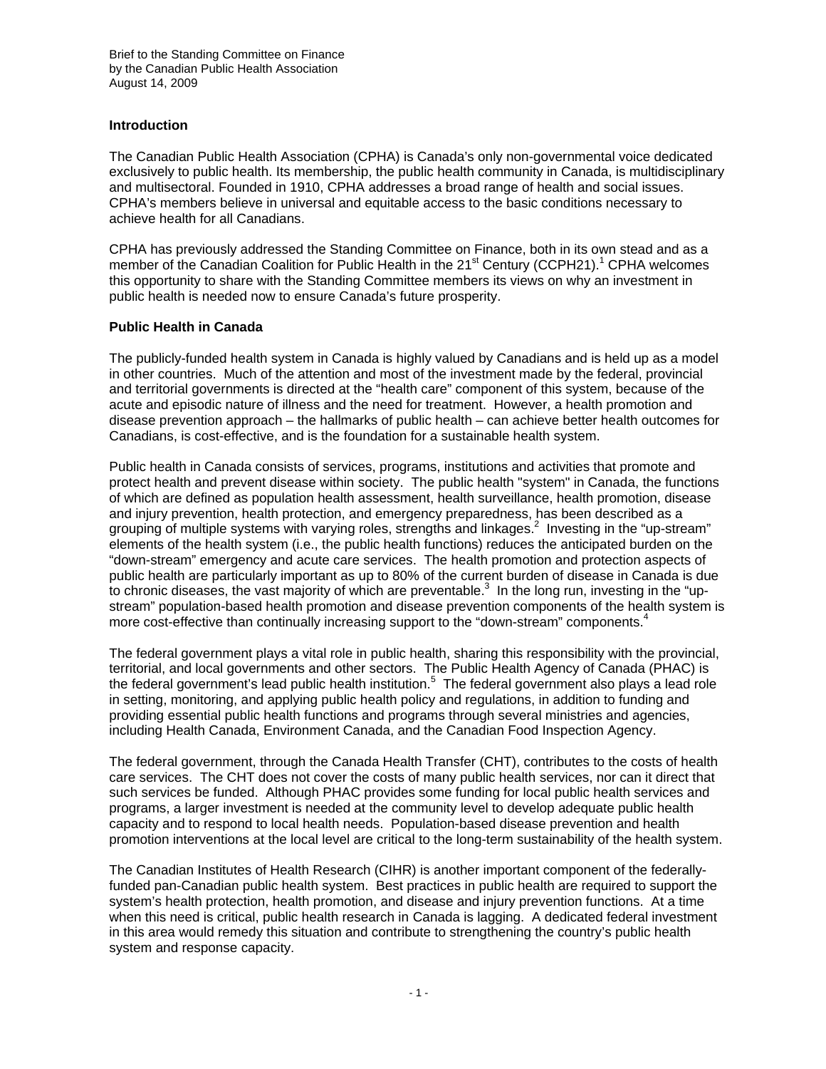Brief to the Standing Committee on Finance
by the Canadian Public Health Association
August 14, 2009

## Introduction

The Canadian Public Health Association (CPHA) is Canada's only non-governmental voice dedicated exclusively to public health. Its membership, the public health community in Canada, is multidisciplinary and multisectoral. Founded in 1910, CPHA addresses a broad range of health and social issues. CPHA's members believe in universal and equitable access to the basic conditions necessary to achieve health for all Canadians.

CPHA has previously addressed the Standing Committee on Finance, both in its own stead and as a member of the Canadian Coalition for Public Health in the 21st Century (CCPH21).[1] CPHA welcomes this opportunity to share with the Standing Committee members its views on why an investment in public health is needed now to ensure Canada's future prosperity.

## Public Health in Canada

The publicly-funded health system in Canada is highly valued by Canadians and is held up as a model in other countries. Much of the attention and most of the investment made by the federal, provincial and territorial governments is directed at the "health care" component of this system, because of the acute and episodic nature of illness and the need for treatment. However, a health promotion and disease prevention approach – the hallmarks of public health – can achieve better health outcomes for Canadians, is cost-effective, and is the foundation for a sustainable health system.

Public health in Canada consists of services, programs, institutions and activities that promote and protect health and prevent disease within society. The public health "system" in Canada, the functions of which are defined as population health assessment, health surveillance, health promotion, disease and injury prevention, health protection, and emergency preparedness, has been described as a grouping of multiple systems with varying roles, strengths and linkages.[2] Investing in the "up-stream" elements of the health system (i.e., the public health functions) reduces the anticipated burden on the "down-stream" emergency and acute care services. The health promotion and protection aspects of public health are particularly important as up to 80% of the current burden of disease in Canada is due to chronic diseases, the vast majority of which are preventable.[3] In the long run, investing in the "up-stream" population-based health promotion and disease prevention components of the health system is more cost-effective than continually increasing support to the "down-stream" components.[4]

The federal government plays a vital role in public health, sharing this responsibility with the provincial, territorial, and local governments and other sectors. The Public Health Agency of Canada (PHAC) is the federal government's lead public health institution.[5] The federal government also plays a lead role in setting, monitoring, and applying public health policy and regulations, in addition to funding and providing essential public health functions and programs through several ministries and agencies, including Health Canada, Environment Canada, and the Canadian Food Inspection Agency.

The federal government, through the Canada Health Transfer (CHT), contributes to the costs of health care services. The CHT does not cover the costs of many public health services, nor can it direct that such services be funded. Although PHAC provides some funding for local public health services and programs, a larger investment is needed at the community level to develop adequate public health capacity and to respond to local health needs. Population-based disease prevention and health promotion interventions at the local level are critical to the long-term sustainability of the health system.

The Canadian Institutes of Health Research (CIHR) is another important component of the federally-funded pan-Canadian public health system. Best practices in public health are required to support the system's health protection, health promotion, and disease and injury prevention functions. At a time when this need is critical, public health research in Canada is lagging. A dedicated federal investment in this area would remedy this situation and contribute to strengthening the country's public health system and response capacity.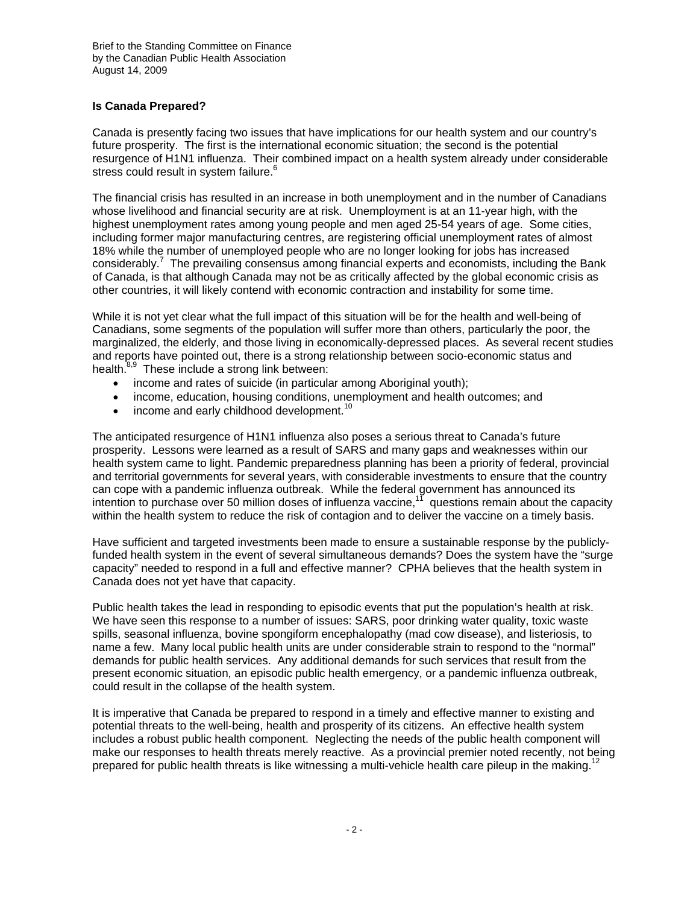## Is Canada Prepared?

Canada is presently facing two issues that have implications for our health system and our country's future prosperity. The first is the international economic situation; the second is the potential resurgence of H1N1 influenza. Their combined impact on a health system already under considerable stress could result in system failure.[6]

The financial crisis has resulted in an increase in both unemployment and in the number of Canadians whose livelihood and financial security are at risk. Unemployment is at an 11-year high, with the highest unemployment rates among young people and men aged 25-54 years of age. Some cities, including former major manufacturing centres, are registering official unemployment rates of almost 18% while the number of unemployed people who are no longer looking for jobs has increased considerably.[7] The prevailing consensus among financial experts and economists, including the Bank of Canada, is that although Canada may not be as critically affected by the global economic crisis as other countries, it will likely contend with economic contraction and instability for some time.

While it is not yet clear what the full impact of this situation will be for the health and well-being of Canadians, some segments of the population will suffer more than others, particularly the poor, the marginalized, the elderly, and those living in economically-depressed places. As several recent studies and reports have pointed out, there is a strong relationship between socio-economic status and health.[8,9] These include a strong link between:

- income and rates of suicide (in particular among Aboriginal youth);
- income, education, housing conditions, unemployment and health outcomes; and
- income and early childhood development.[10]

The anticipated resurgence of H1N1 influenza also poses a serious threat to Canada's future prosperity. Lessons were learned as a result of SARS and many gaps and weaknesses within our health system came to light. Pandemic preparedness planning has been a priority of federal, provincial and territorial governments for several years, with considerable investments to ensure that the country can cope with a pandemic influenza outbreak. While the federal government has announced its intention to purchase over 50 million doses of influenza vaccine,[11] questions remain about the capacity within the health system to reduce the risk of contagion and to deliver the vaccine on a timely basis.

Have sufficient and targeted investments been made to ensure a sustainable response by the publicly-funded health system in the event of several simultaneous demands? Does the system have the "surge capacity" needed to respond in a full and effective manner? CPHA believes that the health system in Canada does not yet have that capacity.

Public health takes the lead in responding to episodic events that put the population's health at risk. We have seen this response to a number of issues: SARS, poor drinking water quality, toxic waste spills, seasonal influenza, bovine spongiform encephalopathy (mad cow disease), and listeriosis, to name a few. Many local public health units are under considerable strain to respond to the "normal" demands for public health services. Any additional demands for such services that result from the present economic situation, an episodic public health emergency, or a pandemic influenza outbreak, could result in the collapse of the health system.

It is imperative that Canada be prepared to respond in a timely and effective manner to existing and potential threats to the well-being, health and prosperity of its citizens. An effective health system includes a robust public health component. Neglecting the needs of the public health component will make our responses to health threats merely reactive. As a provincial premier noted recently, not being prepared for public health threats is like witnessing a multi-vehicle health care pileup in the making.[12]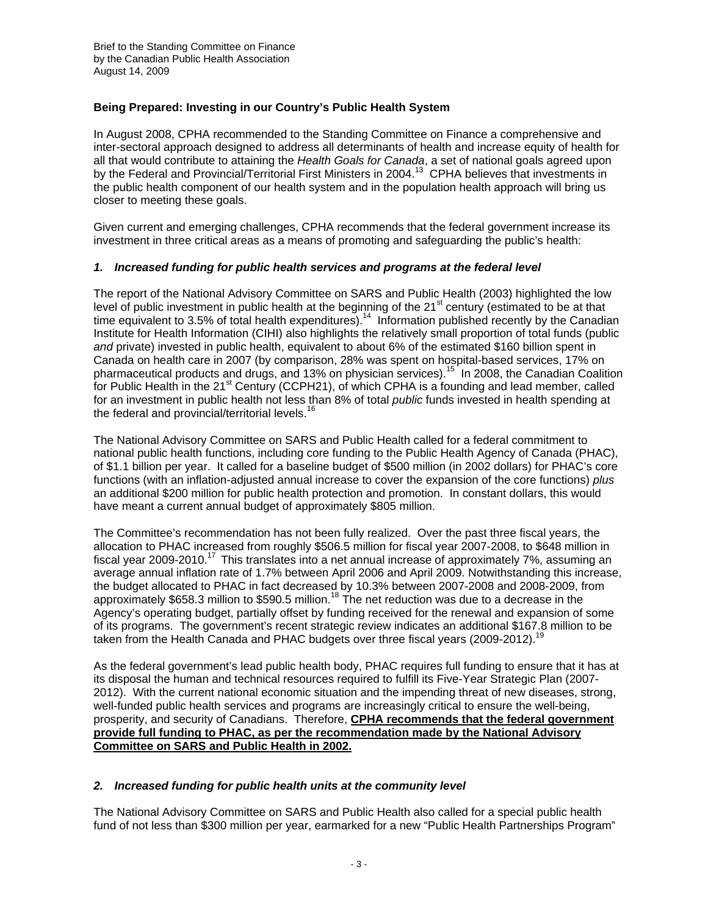## Being Prepared: Investing in our Country's Public Health System

In August 2008, CPHA recommended to the Standing Committee on Finance a comprehensive and inter-sectoral approach designed to address all determinants of health and increase equity of health for all that would contribute to attaining the *Health Goals for Canada*, a set of national goals agreed upon by the Federal and Provincial/Territorial First Ministers in 2004.[13] CPHA believes that investments in the public health component of our health system and in the population health approach will bring us closer to meeting these goals.

Given current and emerging challenges, CPHA recommends that the federal government increase its investment in three critical areas as a means of promoting and safeguarding the public's health:

### *1. Increased funding for public health services and programs at the federal level*

The report of the National Advisory Committee on SARS and Public Health (2003) highlighted the low level of public investment in public health at the beginning of the 21st century (estimated to be at that time equivalent to 3.5% of total health expenditures).[14] Information published recently by the Canadian Institute for Health Information (CIHI) also highlights the relatively small proportion of total funds (public *and* private) invested in public health, equivalent to about 6% of the estimated $160 billion spent in Canada on health care in 2007 (by comparison, 28% was spent on hospital-based services, 17% on pharmaceutical products and drugs, and 13% on physician services).[15] In 2008, the Canadian Coalition for Public Health in the 21st Century (CCPH21), of which CPHA is a founding and lead member, called for an investment in public health not less than 8% of total *public* funds invested in health spending at the federal and provincial/territorial levels.[16]

The National Advisory Committee on SARS and Public Health called for a federal commitment to national public health functions, including core funding to the Public Health Agency of Canada (PHAC), of $1.1 billion per year. It called for a baseline budget of $500 million (in 2002 dollars) for PHAC's core functions (with an inflation-adjusted annual increase to cover the expansion of the core functions) *plus* an additional $200 million for public health protection and promotion. In constant dollars, this would have meant a current annual budget of approximately $805 million.

The Committee's recommendation has not been fully realized. Over the past three fiscal years, the allocation to PHAC increased from roughly $506.5 million for fiscal year 2007-2008, to $648 million in fiscal year 2009-2010.[17] This translates into a net annual increase of approximately 7%, assuming an average annual inflation rate of 1.7% between April 2006 and April 2009. Notwithstanding this increase, the budget allocated to PHAC in fact decreased by 10.3% between 2007-2008 and 2008-2009, from approximately $658.3 million to $590.5 million.[18] The net reduction was due to a decrease in the Agency's operating budget, partially offset by funding received for the renewal and expansion of some of its programs. The government's recent strategic review indicates an additional $167.8 million to be taken from the Health Canada and PHAC budgets over three fiscal years (2009-2012).[19]

As the federal government's lead public health body, PHAC requires full funding to ensure that it has at its disposal the human and technical resources required to fulfill its Five-Year Strategic Plan (2007-2012). With the current national economic situation and the impending threat of new diseases, strong, well-funded public health services and programs are increasingly critical to ensure the well-being, prosperity, and security of Canadians. Therefore, **CPHA recommends that the federal government provide full funding to PHAC, as per the recommendation made by the National Advisory Committee on SARS and Public Health in 2002.**

### *2. Increased funding for public health units at the community level*

The National Advisory Committee on SARS and Public Health also called for a special public health fund of not less than $300 million per year, earmarked for a new "Public Health Partnerships Program"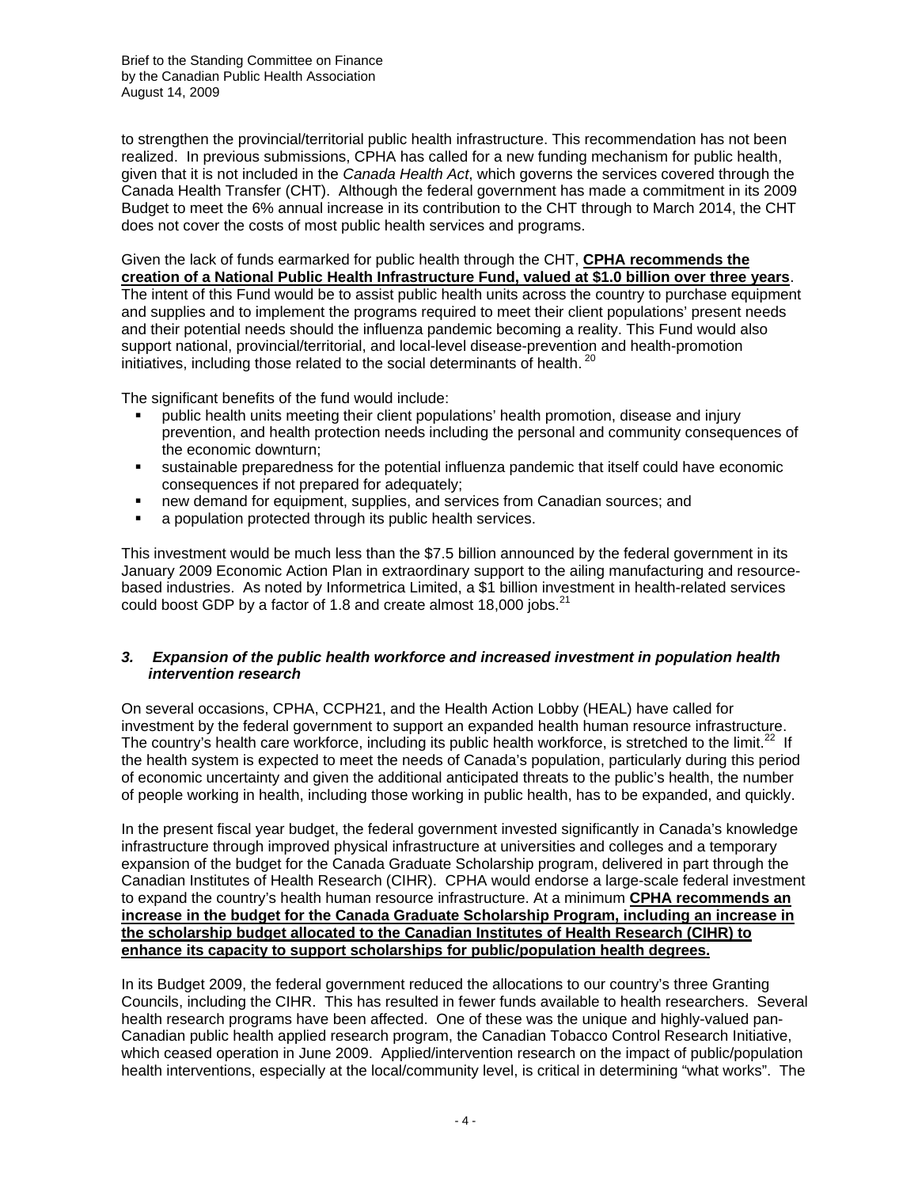to strengthen the provincial/territorial public health infrastructure. This recommendation has not been realized. In previous submissions, CPHA has called for a new funding mechanism for public health, given that it is not included in the *Canada Health Act*, which governs the services covered through the Canada Health Transfer (CHT). Although the federal government has made a commitment in its 2009 Budget to meet the 6% annual increase in its contribution to the CHT through to March 2014, the CHT does not cover the costs of most public health services and programs.

Given the lack of funds earmarked for public health through the CHT, **CPHA recommends the creation of a National Public Health Infrastructure Fund, valued at $1.0 billion over three years**. The intent of this Fund would be to assist public health units across the country to purchase equipment and supplies and to implement the programs required to meet their client populations' present needs and their potential needs should the influenza pandemic becoming a reality. This Fund would also support national, provincial/territorial, and local-level disease-prevention and health-promotion initiatives, including those related to the social determinants of health.[20]

The significant benefits of the fund would include:

- public health units meeting their client populations' health promotion, disease and injury prevention, and health protection needs including the personal and community consequences of the economic downturn;
- sustainable preparedness for the potential influenza pandemic that itself could have economic consequences if not prepared for adequately;
- new demand for equipment, supplies, and services from Canadian sources; and
- a population protected through its public health services.

This investment would be much less than the $7.5 billion announced by the federal government in its January 2009 Economic Action Plan in extraordinary support to the ailing manufacturing and resource-based industries. As noted by Informetrica Limited, a $1 billion investment in health-related services could boost GDP by a factor of 1.8 and create almost 18,000 jobs.[21]

### *3. Expansion of the public health workforce and increased investment in population health intervention research*

On several occasions, CPHA, CCPH21, and the Health Action Lobby (HEAL) have called for investment by the federal government to support an expanded health human resource infrastructure. The country's health care workforce, including its public health workforce, is stretched to the limit.[22] If the health system is expected to meet the needs of Canada's population, particularly during this period of economic uncertainty and given the additional anticipated threats to the public's health, the number of people working in health, including those working in public health, has to be expanded, and quickly.

In the present fiscal year budget, the federal government invested significantly in Canada's knowledge infrastructure through improved physical infrastructure at universities and colleges and a temporary expansion of the budget for the Canada Graduate Scholarship program, delivered in part through the Canadian Institutes of Health Research (CIHR). CPHA would endorse a large-scale federal investment to expand the country's health human resource infrastructure. At a minimum **CPHA recommends an increase in the budget for the Canada Graduate Scholarship Program, including an increase in the scholarship budget allocated to the Canadian Institutes of Health Research (CIHR) to enhance its capacity to support scholarships for public/population health degrees.**

In its Budget 2009, the federal government reduced the allocations to our country's three Granting Councils, including the CIHR. This has resulted in fewer funds available to health researchers. Several health research programs have been affected. One of these was the unique and highly-valued pan-Canadian public health applied research program, the Canadian Tobacco Control Research Initiative, which ceased operation in June 2009. Applied/intervention research on the impact of public/population health interventions, especially at the local/community level, is critical in determining "what works". The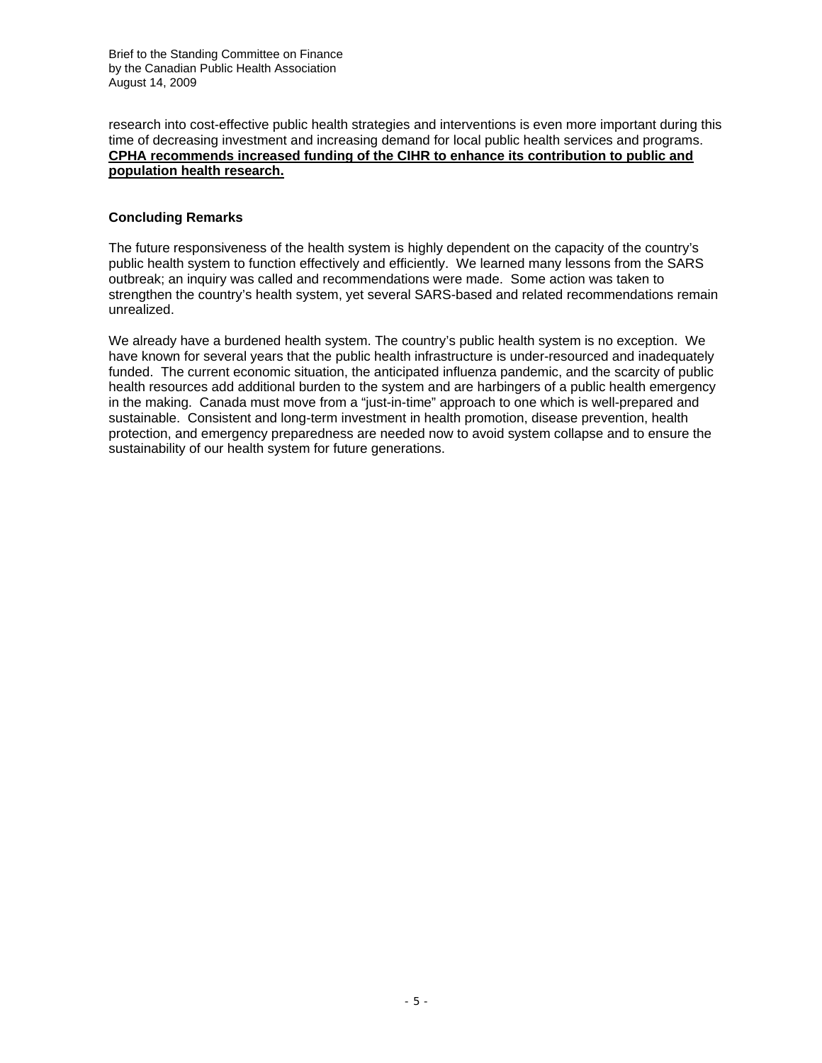research into cost-effective public health strategies and interventions is even more important during this time of decreasing investment and increasing demand for local public health services and programs. **CPHA recommends increased funding of the CIHR to enhance its contribution to public and population health research.**

### Concluding Remarks

The future responsiveness of the health system is highly dependent on the capacity of the country's public health system to function effectively and efficiently. We learned many lessons from the SARS outbreak; an inquiry was called and recommendations were made. Some action was taken to strengthen the country's health system, yet several SARS-based and related recommendations remain unrealized.

We already have a burdened health system. The country's public health system is no exception. We have known for several years that the public health infrastructure is under-resourced and inadequately funded. The current economic situation, the anticipated influenza pandemic, and the scarcity of public health resources add additional burden to the system and are harbingers of a public health emergency in the making. Canada must move from a "just-in-time" approach to one which is well-prepared and sustainable. Consistent and long-term investment in health promotion, disease prevention, health protection, and emergency preparedness are needed now to avoid system collapse and to ensure the sustainability of our health system for future generations.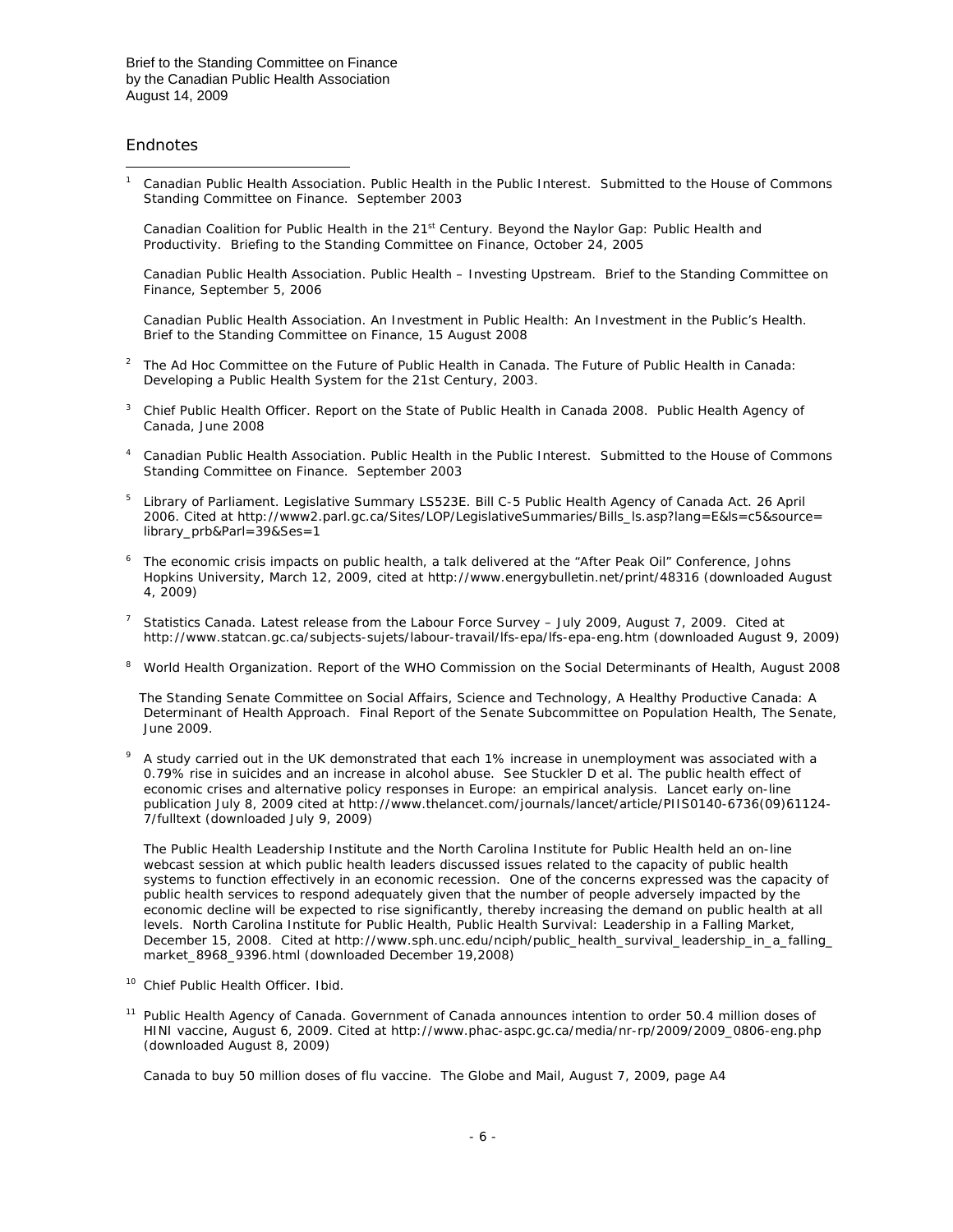## Endnotes

[1] Canadian Public Health Association. Public Health in the Public Interest. Submitted to the House of Commons Standing Committee on Finance. September 2003

Canadian Coalition for Public Health in the 21st Century. Beyond the Naylor Gap: Public Health and Productivity. Briefing to the Standing Committee on Finance, October 24, 2005

Canadian Public Health Association. Public Health – Investing Upstream. Brief to the Standing Committee on Finance, September 5, 2006

Canadian Public Health Association. An Investment in Public Health: An Investment in the Public's Health. Brief to the Standing Committee on Finance, 15 August 2008

[2] The Ad Hoc Committee on the Future of Public Health in Canada. The Future of Public Health in Canada: Developing a Public Health System for the 21st Century, 2003.

[3] Chief Public Health Officer. Report on the State of Public Health in Canada 2008. Public Health Agency of Canada, June 2008

[4] Canadian Public Health Association. Public Health in the Public Interest. Submitted to the House of Commons Standing Committee on Finance. September 2003

[5] Library of Parliament. Legislative Summary LS523E. Bill C-5 Public Health Agency of Canada Act. 26 April 2006. Cited at http://www2.parl.gc.ca/Sites/LOP/LegislativeSummaries/Bills_ls.asp?lang=E&ls=c5&source=library_prb&Parl=39&Ses=1

[6] The economic crisis impacts on public health, a talk delivered at the "After Peak Oil" Conference, Johns Hopkins University, March 12, 2009, cited at http://www.energybulletin.net/print/48316 (downloaded August 4, 2009)

[7] Statistics Canada. Latest release from the Labour Force Survey – July 2009, August 7, 2009. Cited at http://www.statcan.gc.ca/subjects-sujets/labour-travail/lfs-epa/lfs-epa-eng.htm (downloaded August 9, 2009)

[8] World Health Organization. Report of the WHO Commission on the Social Determinants of Health, August 2008

The Standing Senate Committee on Social Affairs, Science and Technology, A Healthy Productive Canada: A Determinant of Health Approach. Final Report of the Senate Subcommittee on Population Health, The Senate, June 2009.

[9] A study carried out in the UK demonstrated that each 1% increase in unemployment was associated with a 0.79% rise in suicides and an increase in alcohol abuse. See Stuckler D et al. The public health effect of economic crises and alternative policy responses in Europe: an empirical analysis. Lancet early on-line publication July 8, 2009 cited at http://www.thelancet.com/journals/lancet/article/PIIS0140-6736(09)61124-7/fulltext (downloaded July 9, 2009)

The Public Health Leadership Institute and the North Carolina Institute for Public Health held an on-line webcast session at which public health leaders discussed issues related to the capacity of public health systems to function effectively in an economic recession. One of the concerns expressed was the capacity of public health services to respond adequately given that the number of people adversely impacted by the economic decline will be expected to rise significantly, thereby increasing the demand on public health at all levels. North Carolina Institute for Public Health, Public Health Survival: Leadership in a Falling Market, December 15, 2008. Cited at http://www.sph.unc.edu/nciph/public_health_survival_leadership_in_a_falling_market_8968_9396.html (downloaded December 19,2008)

[10] Chief Public Health Officer. Ibid.

[11] Public Health Agency of Canada. Government of Canada announces intention to order 50.4 million doses of HINI vaccine, August 6, 2009. Cited at http://www.phac-aspc.gc.ca/media/nr-rp/2009/2009_0806-eng.php (downloaded August 8, 2009)

Canada to buy 50 million doses of flu vaccine. The Globe and Mail, August 7, 2009, page A4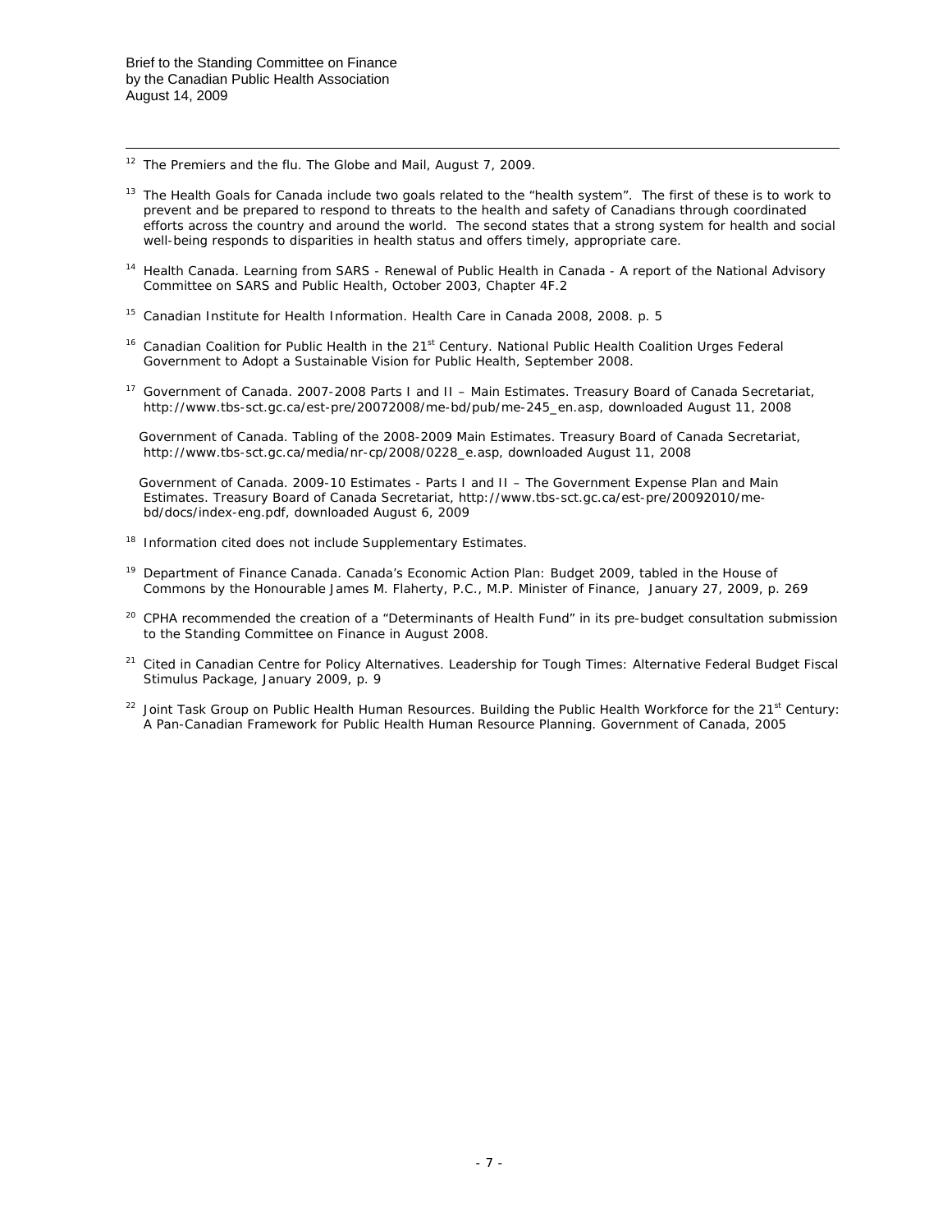[12] The Premiers and the flu. The Globe and Mail, August 7, 2009.

[13] The Health Goals for Canada include two goals related to the "health system". The first of these is to work to prevent and be prepared to respond to threats to the health and safety of Canadians through coordinated efforts across the country and around the world. The second states that a strong system for health and social well-being responds to disparities in health status and offers timely, appropriate care.

[14] Health Canada. Learning from SARS - Renewal of Public Health in Canada - A report of the National Advisory Committee on SARS and Public Health, October 2003, Chapter 4F.2

[15] Canadian Institute for Health Information. Health Care in Canada 2008, 2008. p. 5

[16] Canadian Coalition for Public Health in the 21st Century. National Public Health Coalition Urges Federal Government to Adopt a Sustainable Vision for Public Health, September 2008.

[17] Government of Canada. 2007-2008 Parts I and II – Main Estimates. Treasury Board of Canada Secretariat, http://www.tbs-sct.gc.ca/est-pre/20072008/me-bd/pub/me-245_en.asp, downloaded August 11, 2008

Government of Canada. Tabling of the 2008-2009 Main Estimates. Treasury Board of Canada Secretariat, http://www.tbs-sct.gc.ca/media/nr-cp/2008/0228_e.asp, downloaded August 11, 2008

Government of Canada. 2009-10 Estimates - Parts I and II – The Government Expense Plan and Main Estimates. Treasury Board of Canada Secretariat, http://www.tbs-sct.gc.ca/est-pre/20092010/me-bd/docs/index-eng.pdf, downloaded August 6, 2009

[18] Information cited does not include Supplementary Estimates.

[19] Department of Finance Canada. Canada's Economic Action Plan: Budget 2009, tabled in the House of Commons by the Honourable James M. Flaherty, P.C., M.P. Minister of Finance, January 27, 2009, p. 269

[20] CPHA recommended the creation of a "Determinants of Health Fund" in its pre-budget consultation submission to the Standing Committee on Finance in August 2008.

[21] Cited in Canadian Centre for Policy Alternatives. Leadership for Tough Times: Alternative Federal Budget Fiscal Stimulus Package, January 2009, p. 9

[22] Joint Task Group on Public Health Human Resources. Building the Public Health Workforce for the 21st Century: A Pan-Canadian Framework for Public Health Human Resource Planning. Government of Canada, 2005